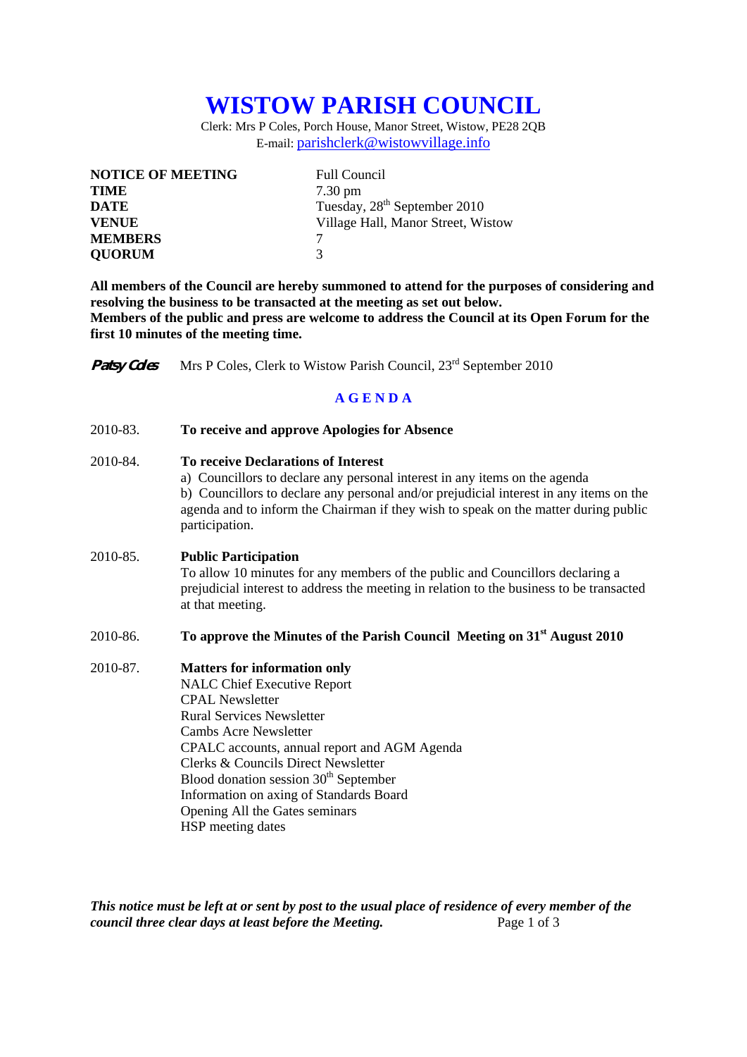# WISTOW PARISH COUNCIL

Clerk: Mrs P Coles, Porch House, Manor Street, Wistow, PE28 2QB
E-mail: parishclerk@wistowvillage.info

| | |
|---|---|
| **NOTICE OF MEETING** | Full Council |
| **TIME** | 7.30 pm |
| **DATE** | Tuesday, 28th September 2010 |
| **VENUE** | Village Hall, Manor Street, Wistow |
| **MEMBERS** | 7 |
| **QUORUM** | 3 |

**All members of the Council are hereby summoned to attend for the purposes of considering and resolving the business to be transacted at the meeting as set out below.**
**Members of the public and press are welcome to address the Council at its Open Forum for the first 10 minutes of the meeting time.**

*Patsy Coles* Mrs P Coles, Clerk to Wistow Parish Council, 23rd September 2010

## AGENDA

2010-83. **To receive and approve Apologies for Absence**

2010-84. **To receive Declarations of Interest**
a) Councillors to declare any personal interest in any items on the agenda
b) Councillors to declare any personal and/or prejudicial interest in any items on the agenda and to inform the Chairman if they wish to speak on the matter during public participation.

2010-85. **Public Participation**
To allow 10 minutes for any members of the public and Councillors declaring a prejudicial interest to address the meeting in relation to the business to be transacted at that meeting.

2010-86. **To approve the Minutes of the Parish Council Meeting on 31st August 2010**

2010-87. **Matters for information only**
NALC Chief Executive Report
CPAL Newsletter
Rural Services Newsletter
Cambs Acre Newsletter
CPALC accounts, annual report and AGM Agenda
Clerks & Councils Direct Newsletter
Blood donation session 30th September
Information on axing of Standards Board
Opening All the Gates seminars
HSP meeting dates

***This notice must be left at or sent by post to the usual place of residence of every member of the council three clear days at least before the Meeting.***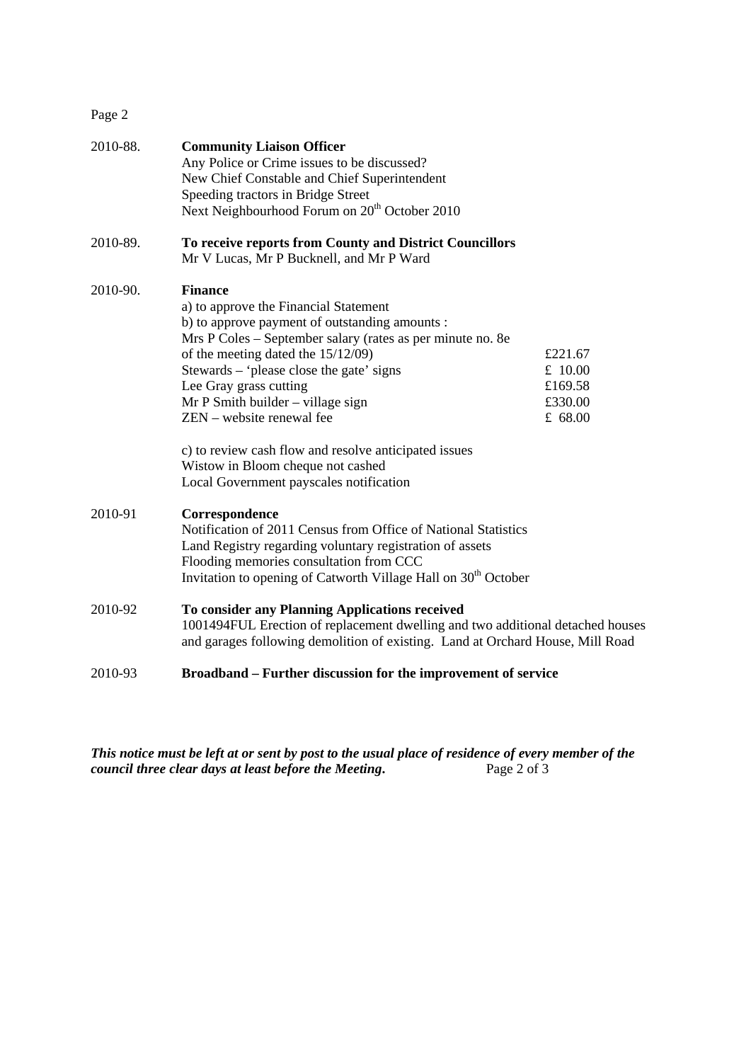2010-88. **Community Liaison Officer**
Any Police or Crime issues to be discussed?
New Chief Constable and Chief Superintendent
Speeding tractors in Bridge Street
Next Neighbourhood Forum on 20th October 2010

2010-89. **To receive reports from County and District Councillors**
Mr V Lucas, Mr P Bucknell, and Mr P Ward

2010-90. **Finance**
a) to approve the Financial Statement
b) to approve payment of outstanding amounts :

| | |
|---|---|
| Mrs P Coles – September salary (rates as per minute no. 8e of the meeting dated the 15/12/09) | £221.67 |
| Stewards – 'please close the gate' signs | £ 10.00 |
| Lee Gray grass cutting | £169.58 |
| Mr P Smith builder – village sign | £330.00 |
| ZEN – website renewal fee | £ 68.00 |

c) to review cash flow and resolve anticipated issues
Wistow in Bloom cheque not cashed
Local Government payscales notification

2010-91 **Correspondence**
Notification of 2011 Census from Office of National Statistics
Land Registry regarding voluntary registration of assets
Flooding memories consultation from CCC
Invitation to opening of Catworth Village Hall on 30th October

2010-92 **To consider any Planning Applications received**
1001494FUL Erection of replacement dwelling and two additional detached houses and garages following demolition of existing. Land at Orchard House, Mill Road

2010-93 **Broadband – Further discussion for the improvement of service**

***This notice must be left at or sent by post to the usual place of residence of every member of the council three clear days at least before the Meeting.***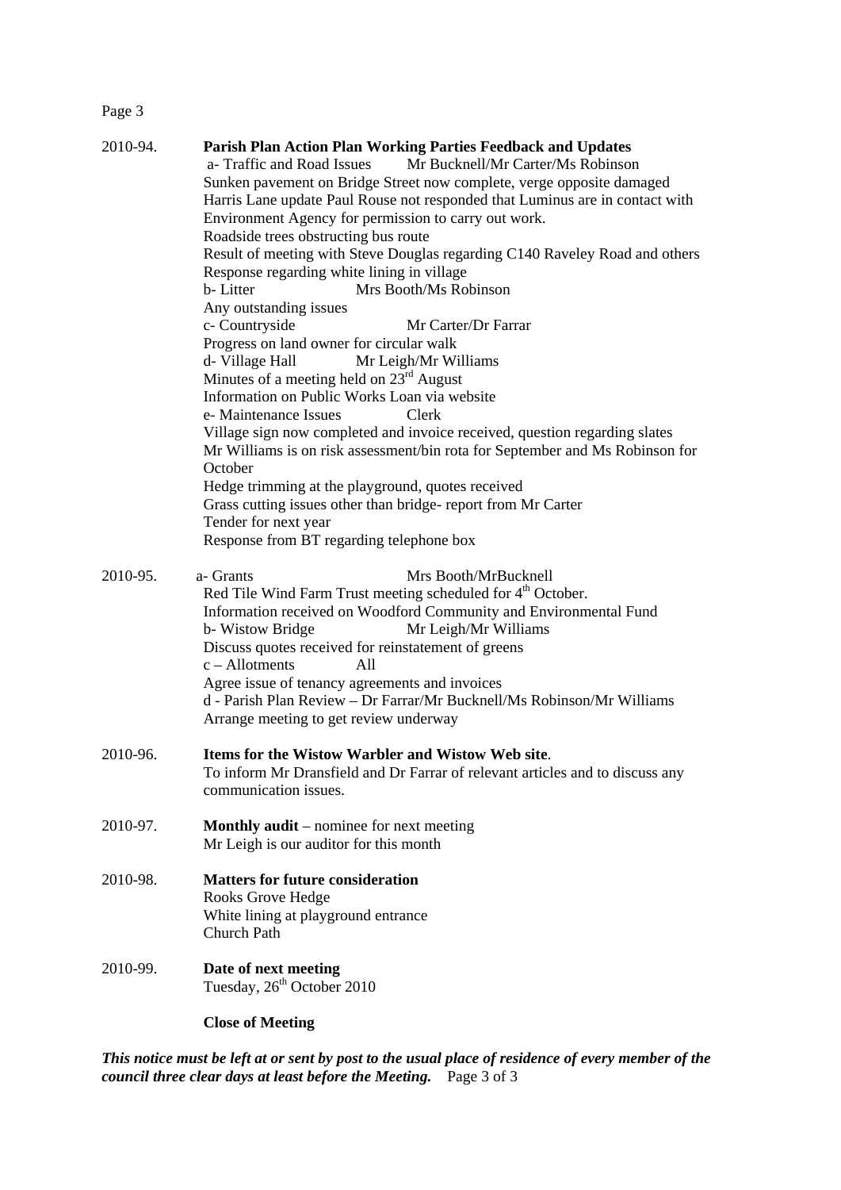**2010-94. Parish Plan Action Plan Working Parties Feedback and Updates**

a- Traffic and Road Issues   Mr Bucknell/Mr Carter/Ms Robinson

Sunken pavement on Bridge Street now complete, verge opposite damaged
Harris Lane update Paul Rouse not responded that Luminus are in contact with Environment Agency for permission to carry out work.
Roadside trees obstructing bus route
Result of meeting with Steve Douglas regarding C140 Raveley Road and others
Response regarding white lining in village

b- Litter   Mrs Booth/Ms Robinson

Any outstanding issues

c- Countryside   Mr Carter/Dr Farrar

Progress on land owner for circular walk

d- Village Hall   Mr Leigh/Mr Williams

Minutes of a meeting held on 23rd August
Information on Public Works Loan via website

e- Maintenance Issues   Clerk

Village sign now completed and invoice received, question regarding slates
Mr Williams is on risk assessment/bin rota for September and Ms Robinson for October
Hedge trimming at the playground, quotes received
Grass cutting issues other than bridge- report from Mr Carter
Tender for next year
Response from BT regarding telephone box

**2010-95.** a- Grants   Mrs Booth/MrBucknell

Red Tile Wind Farm Trust meeting scheduled for 4th October.
Information received on Woodford Community and Environmental Fund

b- Wistow Bridge   Mr Leigh/Mr Williams

Discuss quotes received for reinstatement of greens

c – Allotments   All

Agree issue of tenancy agreements and invoices

d - Parish Plan Review – Dr Farrar/Mr Bucknell/Ms Robinson/Mr Williams

Arrange meeting to get review underway

**2010-96. Items for the Wistow Warbler and Wistow Web site**.

To inform Mr Dransfield and Dr Farrar of relevant articles and to discuss any communication issues.

**2010-97. Monthly audit** – nominee for next meeting

Mr Leigh is our auditor for this month

**2010-98. Matters for future consideration**

Rooks Grove Hedge
White lining at playground entrance
Church Path

**2010-99. Date of next meeting**

Tuesday, 26th October 2010

**Close of Meeting**

***This notice must be left at or sent by post to the usual place of residence of every member of the council three clear days at least before the Meeting.***